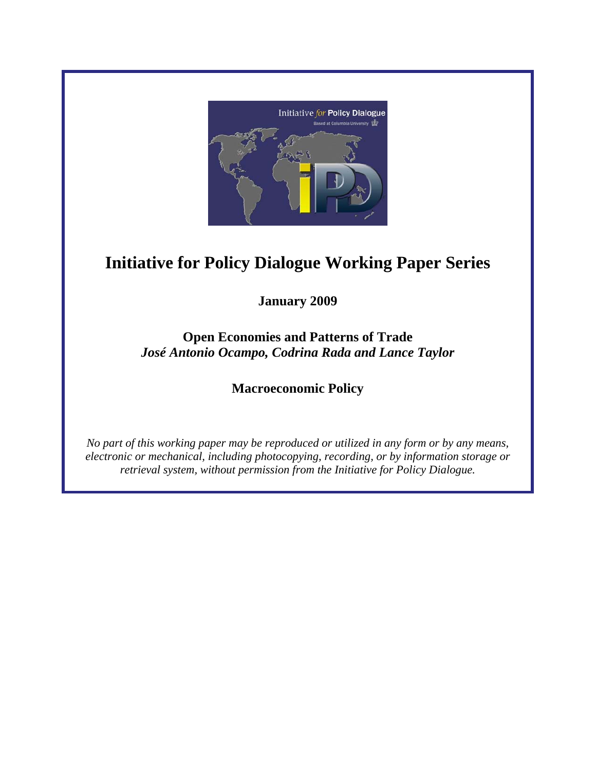# Initiative for Policy Dialogue Working Paper Series

**January 2009**

**Open Economies and Patterns of Trade**

***José Antonio Ocampo, Codrina Rada and Lance Taylor***

**Macroeconomic Policy**

*No part of this working paper may be reproduced or utilized in any form or by any means, electronic or mechanical, including photocopying, recording, or by information storage or retrieval system, without permission from the Initiative for Policy Dialogue.*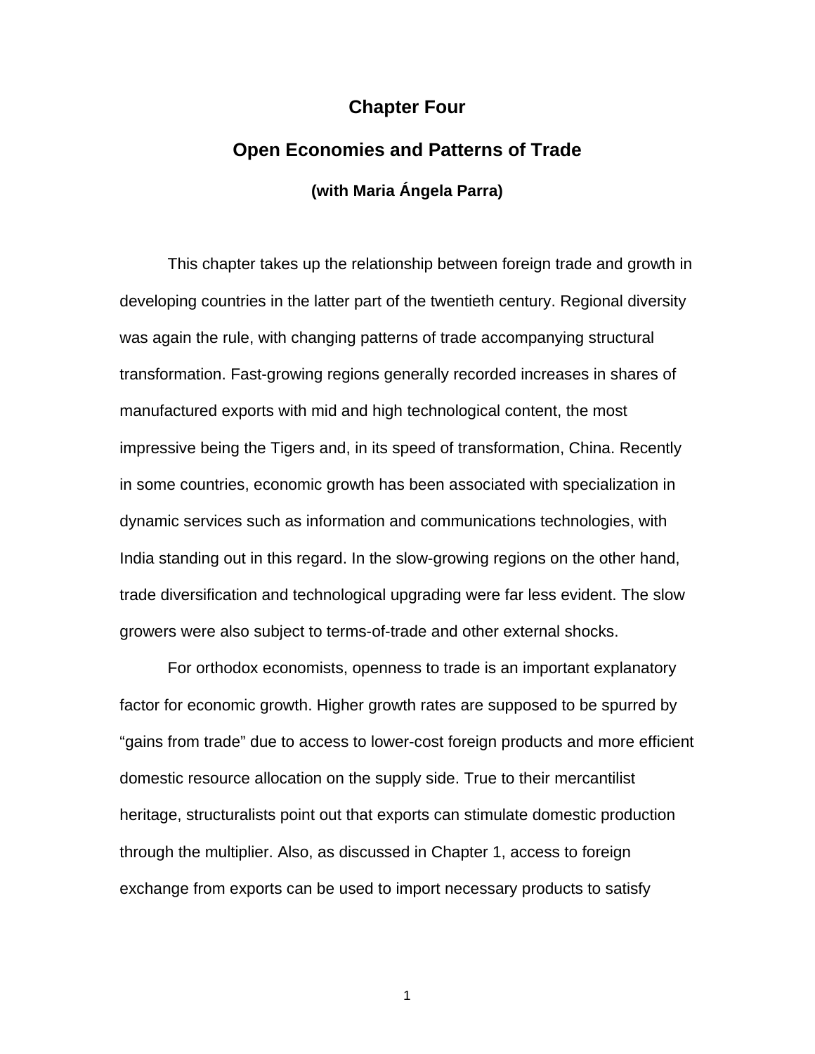# Chapter Four

## Open Economies and Patterns of Trade

### (with Maria Ángela Parra)

This chapter takes up the relationship between foreign trade and growth in developing countries in the latter part of the twentieth century. Regional diversity was again the rule, with changing patterns of trade accompanying structural transformation. Fast-growing regions generally recorded increases in shares of manufactured exports with mid and high technological content, the most impressive being the Tigers and, in its speed of transformation, China. Recently in some countries, economic growth has been associated with specialization in dynamic services such as information and communications technologies, with India standing out in this regard. In the slow-growing regions on the other hand, trade diversification and technological upgrading were far less evident. The slow growers were also subject to terms-of-trade and other external shocks.

For orthodox economists, openness to trade is an important explanatory factor for economic growth. Higher growth rates are supposed to be spurred by "gains from trade" due to access to lower-cost foreign products and more efficient domestic resource allocation on the supply side. True to their mercantilist heritage, structuralists point out that exports can stimulate domestic production through the multiplier. Also, as discussed in Chapter 1, access to foreign exchange from exports can be used to import necessary products to satisfy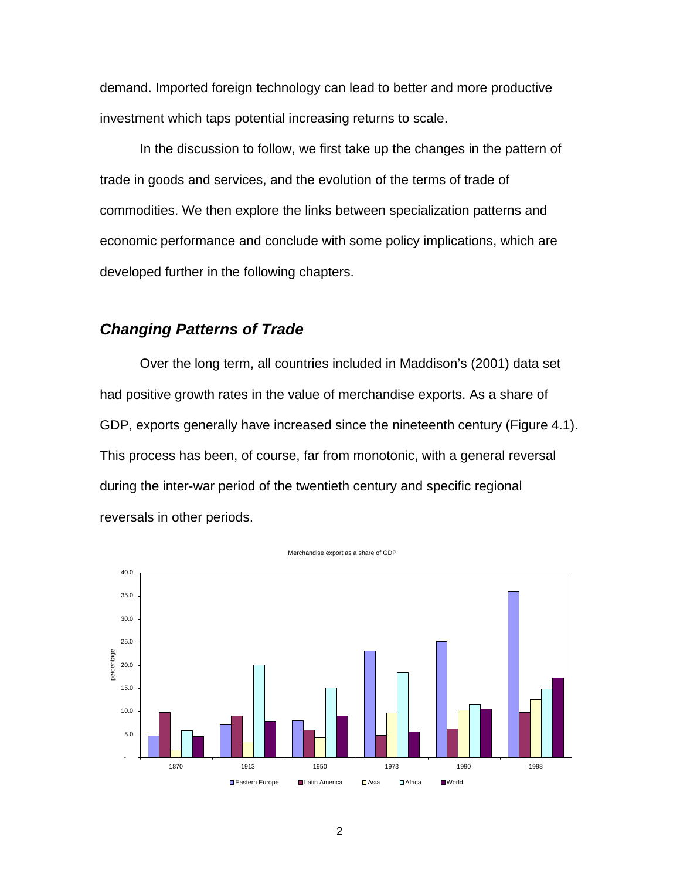demand. Imported foreign technology can lead to better and more productive investment which taps potential increasing returns to scale.

In the discussion to follow, we first take up the changes in the pattern of trade in goods and services, and the evolution of the terms of trade of commodities. We then explore the links between specialization patterns and economic performance and conclude with some policy implications, which are developed further in the following chapters.

## *Changing Patterns of Trade*

Over the long term, all countries included in Maddison's (2001) data set had positive growth rates in the value of merchandise exports. As a share of GDP, exports generally have increased since the nineteenth century (Figure 4.1). This process has been, of course, far from monotonic, with a general reversal during the inter-war period of the twentieth century and specific regional reversals in other periods.

Merchandise export as a share of GDP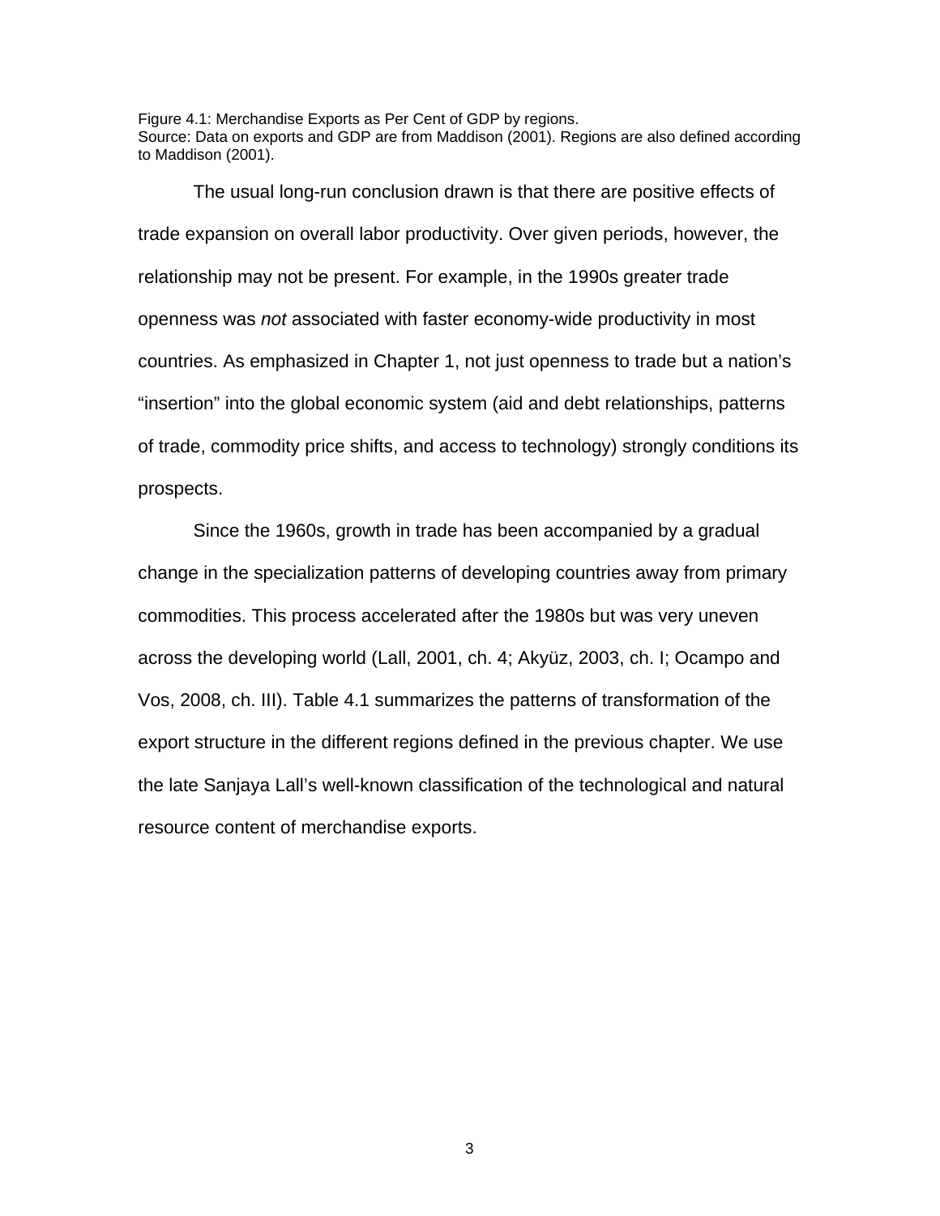Figure 4.1: Merchandise Exports as Per Cent of GDP by regions.
Source: Data on exports and GDP are from Maddison (2001). Regions are also defined according to Maddison (2001).

The usual long-run conclusion drawn is that there are positive effects of trade expansion on overall labor productivity. Over given periods, however, the relationship may not be present. For example, in the 1990s greater trade openness was *not* associated with faster economy-wide productivity in most countries. As emphasized in Chapter 1, not just openness to trade but a nation's "insertion" into the global economic system (aid and debt relationships, patterns of trade, commodity price shifts, and access to technology) strongly conditions its prospects.

Since the 1960s, growth in trade has been accompanied by a gradual change in the specialization patterns of developing countries away from primary commodities. This process accelerated after the 1980s but was very uneven across the developing world (Lall, 2001, ch. 4; Akyüz, 2003, ch. I; Ocampo and Vos, 2008, ch. III). Table 4.1 summarizes the patterns of transformation of the export structure in the different regions defined in the previous chapter. We use the late Sanjaya Lall's well-known classification of the technological and natural resource content of merchandise exports.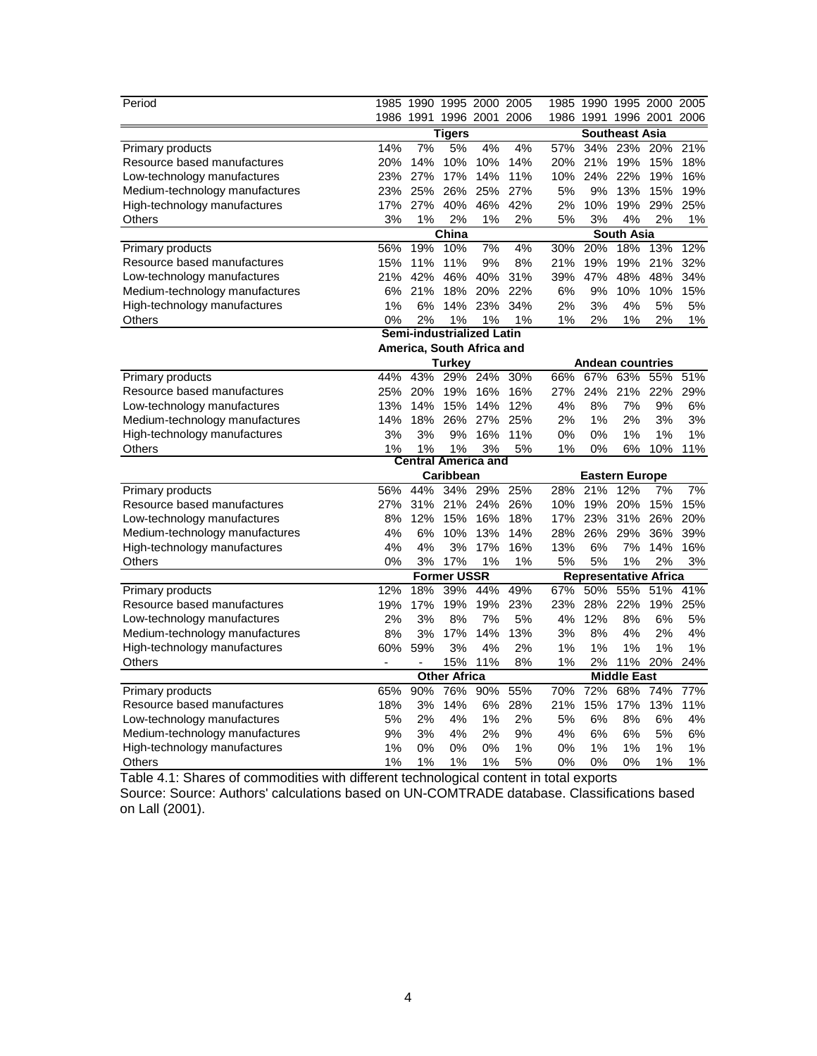| Period | 1985 1986 | 1990 1991 | 1995 1996 | 2000 2001 | 2005 2006 | 1985 1986 | 1990 1991 | 1995 1996 | 2000 2001 | 2005 2006 |
|---|---|---|---|---|---|---|---|---|---|---|
| | **Tigers** | | | | | **Southeast Asia** | | | | |
| Primary products | 14% | 7% | 5% | 4% | 4% | 57% | 34% | 23% | 20% | 21% |
| Resource based manufactures | 20% | 14% | 10% | 10% | 14% | 20% | 21% | 19% | 15% | 18% |
| Low-technology manufactures | 23% | 27% | 17% | 14% | 11% | 10% | 24% | 22% | 19% | 16% |
| Medium-technology manufactures | 23% | 25% | 26% | 25% | 27% | 5% | 9% | 13% | 15% | 19% |
| High-technology manufactures | 17% | 27% | 40% | 46% | 42% | 2% | 10% | 19% | 29% | 25% |
| Others | 3% | 1% | 2% | 1% | 2% | 5% | 3% | 4% | 2% | 1% |
| | **China** | | | | | **South Asia** | | | | |
| Primary products | 56% | 19% | 10% | 7% | 4% | 30% | 20% | 18% | 13% | 12% |
| Resource based manufactures | 15% | 11% | 11% | 9% | 8% | 21% | 19% | 19% | 21% | 32% |
| Low-technology manufactures | 21% | 42% | 46% | 40% | 31% | 39% | 47% | 48% | 48% | 34% |
| Medium-technology manufactures | 6% | 21% | 18% | 20% | 22% | 6% | 9% | 10% | 10% | 15% |
| High-technology manufactures | 1% | 6% | 14% | 23% | 34% | 2% | 3% | 4% | 5% | 5% |
| Others | 0% | 2% | 1% | 1% | 1% | 1% | 2% | 1% | 2% | 1% |
| | **Semi-industrialized Latin America, South Africa and Turkey** | | | | | **Andean countries** | | | | |
| Primary products | 44% | 43% | 29% | 24% | 30% | 66% | 67% | 63% | 55% | 51% |
| Resource based manufactures | 25% | 20% | 19% | 16% | 16% | 27% | 24% | 21% | 22% | 29% |
| Low-technology manufactures | 13% | 14% | 15% | 14% | 12% | 4% | 8% | 7% | 9% | 6% |
| Medium-technology manufactures | 14% | 18% | 26% | 27% | 25% | 2% | 1% | 2% | 3% | 3% |
| High-technology manufactures | 3% | 3% | 9% | 16% | 11% | 0% | 0% | 1% | 1% | 1% |
| Others | 1% | 1% | 1% | 3% | 5% | 1% | 0% | 6% | 10% | 11% |
| | **Central America and Caribbean** | | | | | **Eastern Europe** | | | | |
| Primary products | 56% | 44% | 34% | 29% | 25% | 28% | 21% | 12% | 7% | 7% |
| Resource based manufactures | 27% | 31% | 21% | 24% | 26% | 10% | 19% | 20% | 15% | 15% |
| Low-technology manufactures | 8% | 12% | 15% | 16% | 18% | 17% | 23% | 31% | 26% | 20% |
| Medium-technology manufactures | 4% | 6% | 10% | 13% | 14% | 28% | 26% | 29% | 36% | 39% |
| High-technology manufactures | 4% | 4% | 3% | 17% | 16% | 13% | 6% | 7% | 14% | 16% |
| Others | 0% | 3% | 17% | 1% | 1% | 5% | 5% | 1% | 2% | 3% |
| | **Former USSR** | | | | | **Representative Africa** | | | | |
| Primary products | 12% | 18% | 39% | 44% | 49% | 67% | 50% | 55% | 51% | 41% |
| Resource based manufactures | 19% | 17% | 19% | 19% | 23% | 23% | 28% | 22% | 19% | 25% |
| Low-technology manufactures | 2% | 3% | 8% | 7% | 5% | 4% | 12% | 8% | 6% | 5% |
| Medium-technology manufactures | 8% | 3% | 17% | 14% | 13% | 3% | 8% | 4% | 2% | 4% |
| High-technology manufactures | 60% | 59% | 3% | 4% | 2% | 1% | 1% | 1% | 1% | 1% |
| Others | - | - | 15% | 11% | 8% | 1% | 2% | 11% | 20% | 24% |
| | **Other Africa** | | | | | **Middle East** | | | | |
| Primary products | 65% | 90% | 76% | 90% | 55% | 70% | 72% | 68% | 74% | 77% |
| Resource based manufactures | 18% | 3% | 14% | 6% | 28% | 21% | 15% | 17% | 13% | 11% |
| Low-technology manufactures | 5% | 2% | 4% | 1% | 2% | 5% | 6% | 8% | 6% | 4% |
| Medium-technology manufactures | 9% | 3% | 4% | 2% | 9% | 4% | 6% | 6% | 5% | 6% |
| High-technology manufactures | 1% | 0% | 0% | 0% | 1% | 0% | 1% | 1% | 1% | 1% |
| Others | 1% | 1% | 1% | 1% | 5% | 0% | 0% | 0% | 1% | 1% |

Table 4.1: Shares of commodities with different technological content in total exports
Source: Source: Authors' calculations based on UN-COMTRADE database. Classifications based on Lall (2001).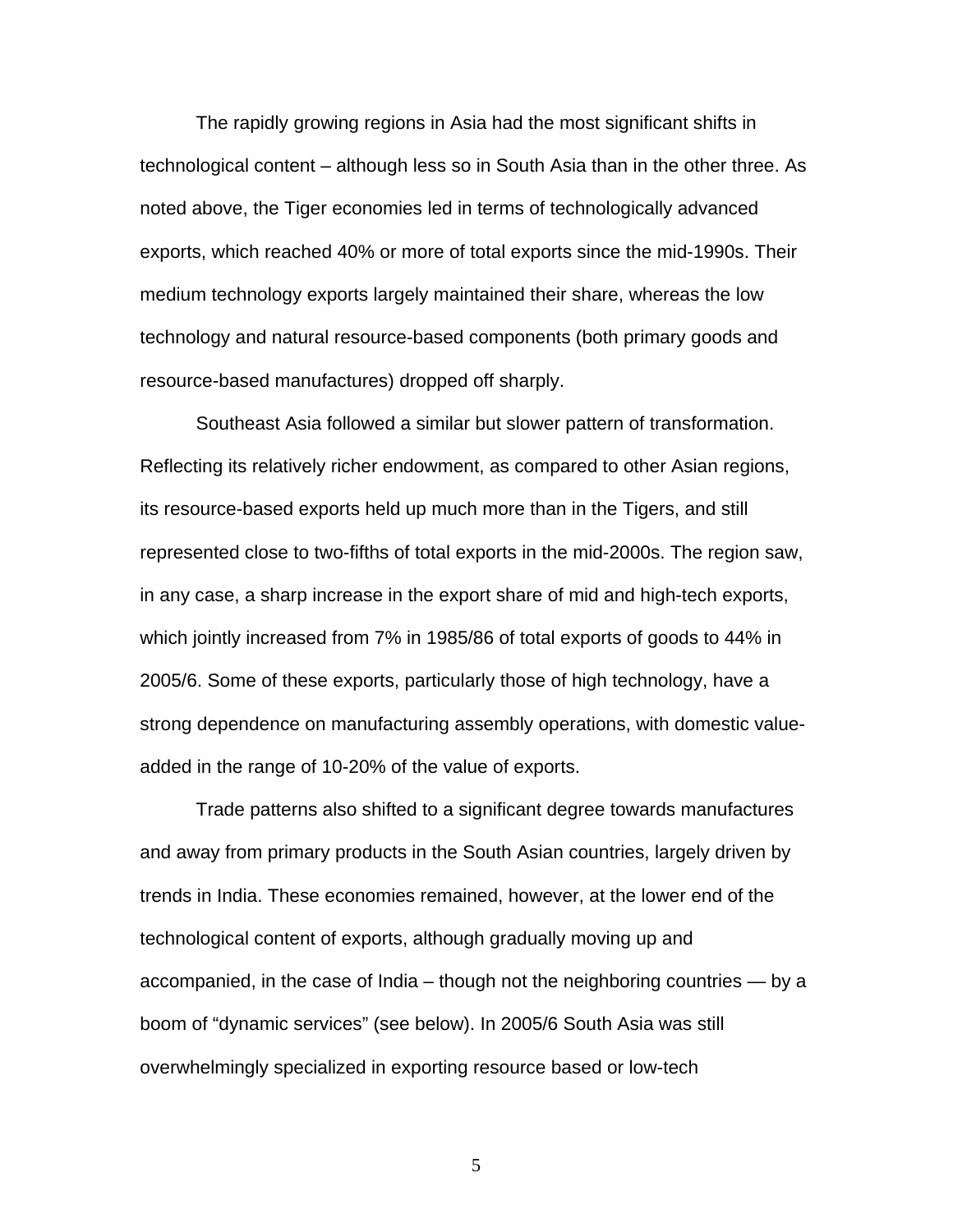The rapidly growing regions in Asia had the most significant shifts in technological content – although less so in South Asia than in the other three. As noted above, the Tiger economies led in terms of technologically advanced exports, which reached 40% or more of total exports since the mid-1990s. Their medium technology exports largely maintained their share, whereas the low technology and natural resource-based components (both primary goods and resource-based manufactures) dropped off sharply.

Southeast Asia followed a similar but slower pattern of transformation. Reflecting its relatively richer endowment, as compared to other Asian regions, its resource-based exports held up much more than in the Tigers, and still represented close to two-fifths of total exports in the mid-2000s. The region saw, in any case, a sharp increase in the export share of mid and high-tech exports, which jointly increased from 7% in 1985/86 of total exports of goods to 44% in 2005/6. Some of these exports, particularly those of high technology, have a strong dependence on manufacturing assembly operations, with domestic value-added in the range of 10-20% of the value of exports.

Trade patterns also shifted to a significant degree towards manufactures and away from primary products in the South Asian countries, largely driven by trends in India. These economies remained, however, at the lower end of the technological content of exports, although gradually moving up and accompanied, in the case of India – though not the neighboring countries — by a boom of "dynamic services" (see below). In 2005/6 South Asia was still overwhelmingly specialized in exporting resource based or low-tech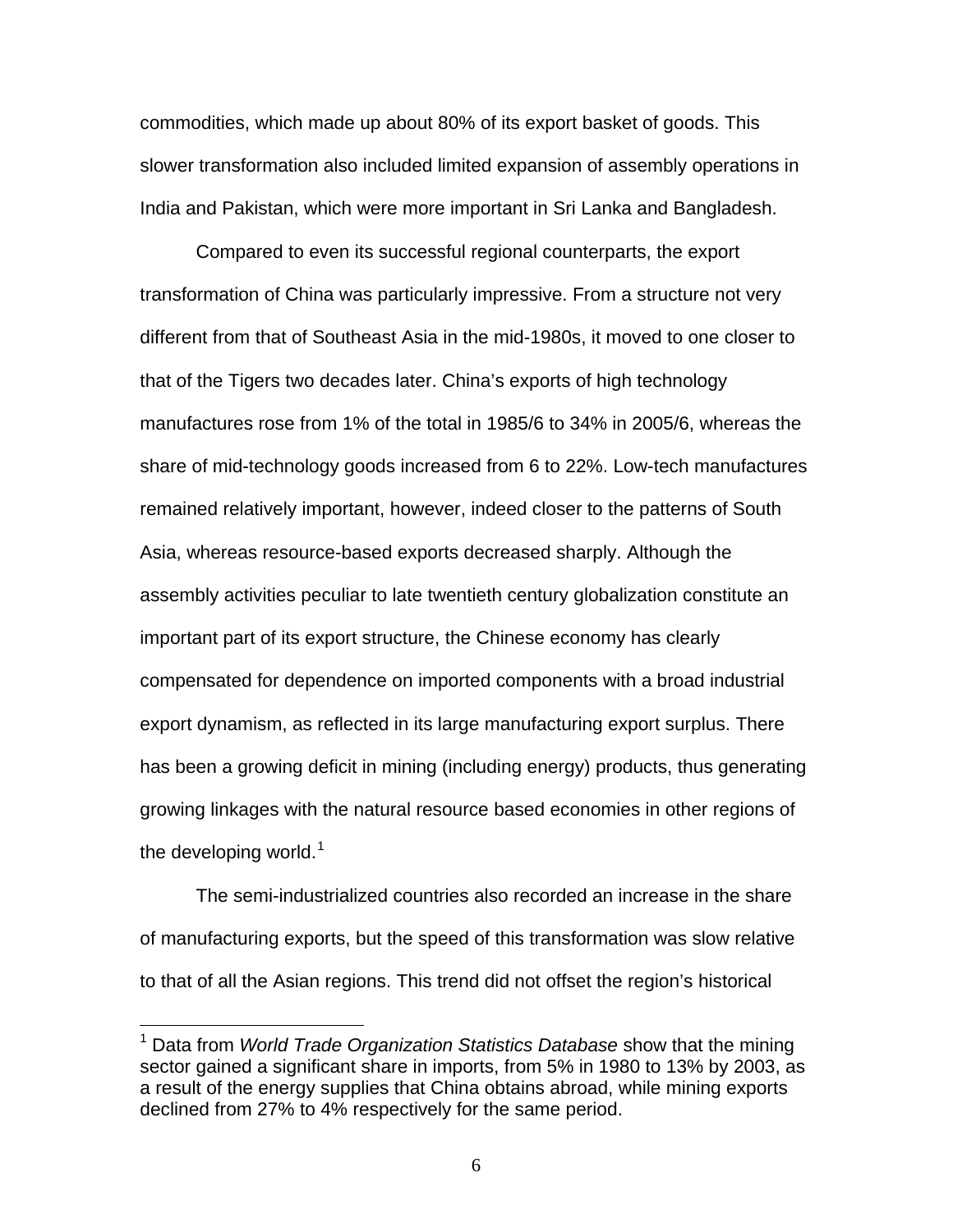commodities, which made up about 80% of its export basket of goods. This slower transformation also included limited expansion of assembly operations in India and Pakistan, which were more important in Sri Lanka and Bangladesh.

Compared to even its successful regional counterparts, the export transformation of China was particularly impressive. From a structure not very different from that of Southeast Asia in the mid-1980s, it moved to one closer to that of the Tigers two decades later. China's exports of high technology manufactures rose from 1% of the total in 1985/6 to 34% in 2005/6, whereas the share of mid-technology goods increased from 6 to 22%. Low-tech manufactures remained relatively important, however, indeed closer to the patterns of South Asia, whereas resource-based exports decreased sharply. Although the assembly activities peculiar to late twentieth century globalization constitute an important part of its export structure, the Chinese economy has clearly compensated for dependence on imported components with a broad industrial export dynamism, as reflected in its large manufacturing export surplus. There has been a growing deficit in mining (including energy) products, thus generating growing linkages with the natural resource based economies in other regions of the developing world.[1]

The semi-industrialized countries also recorded an increase in the share of manufacturing exports, but the speed of this transformation was slow relative to that of all the Asian regions. This trend did not offset the region's historical

[1] Data from *World Trade Organization Statistics Database* show that the mining sector gained a significant share in imports, from 5% in 1980 to 13% by 2003, as a result of the energy supplies that China obtains abroad, while mining exports declined from 27% to 4% respectively for the same period.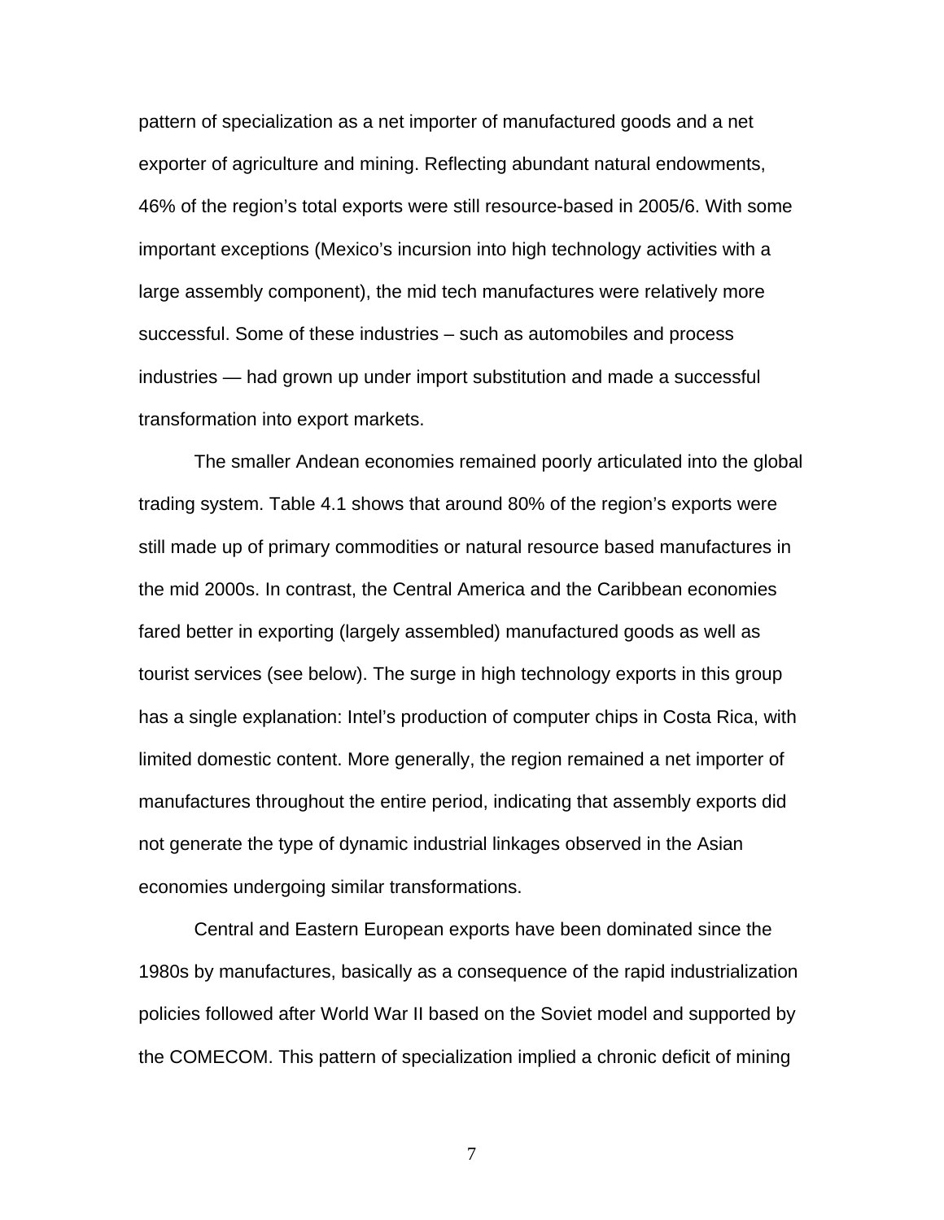pattern of specialization as a net importer of manufactured goods and a net exporter of agriculture and mining. Reflecting abundant natural endowments, 46% of the region's total exports were still resource-based in 2005/6. With some important exceptions (Mexico's incursion into high technology activities with a large assembly component), the mid tech manufactures were relatively more successful. Some of these industries – such as automobiles and process industries — had grown up under import substitution and made a successful transformation into export markets.

The smaller Andean economies remained poorly articulated into the global trading system. Table 4.1 shows that around 80% of the region's exports were still made up of primary commodities or natural resource based manufactures in the mid 2000s. In contrast, the Central America and the Caribbean economies fared better in exporting (largely assembled) manufactured goods as well as tourist services (see below). The surge in high technology exports in this group has a single explanation: Intel's production of computer chips in Costa Rica, with limited domestic content. More generally, the region remained a net importer of manufactures throughout the entire period, indicating that assembly exports did not generate the type of dynamic industrial linkages observed in the Asian economies undergoing similar transformations.

Central and Eastern European exports have been dominated since the 1980s by manufactures, basically as a consequence of the rapid industrialization policies followed after World War II based on the Soviet model and supported by the COMECOM. This pattern of specialization implied a chronic deficit of mining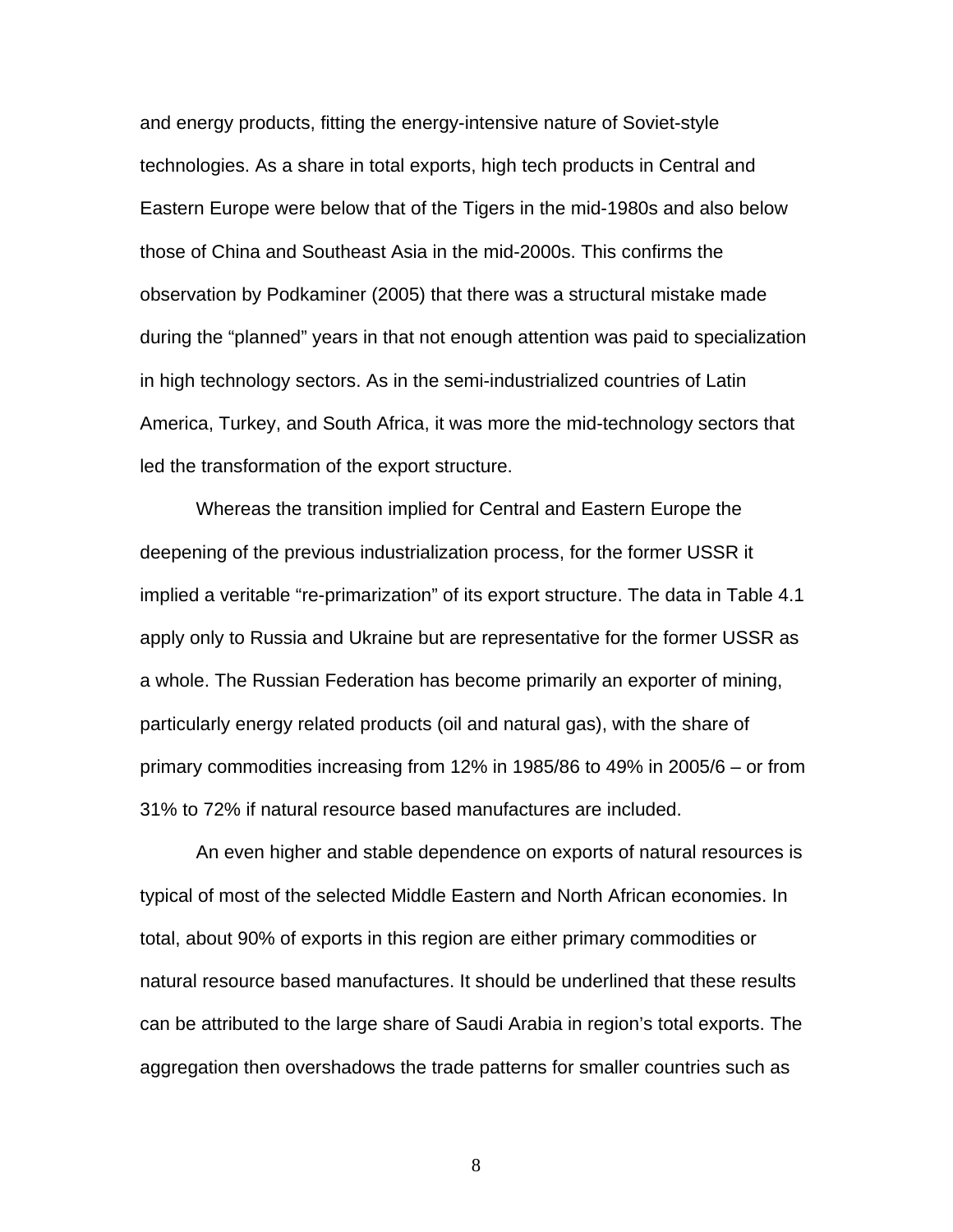and energy products, fitting the energy-intensive nature of Soviet-style technologies. As a share in total exports, high tech products in Central and Eastern Europe were below that of the Tigers in the mid-1980s and also below those of China and Southeast Asia in the mid-2000s. This confirms the observation by Podkaminer (2005) that there was a structural mistake made during the "planned" years in that not enough attention was paid to specialization in high technology sectors. As in the semi-industrialized countries of Latin America, Turkey, and South Africa, it was more the mid-technology sectors that led the transformation of the export structure.

Whereas the transition implied for Central and Eastern Europe the deepening of the previous industrialization process, for the former USSR it implied a veritable "re-primarization" of its export structure. The data in Table 4.1 apply only to Russia and Ukraine but are representative for the former USSR as a whole. The Russian Federation has become primarily an exporter of mining, particularly energy related products (oil and natural gas), with the share of primary commodities increasing from 12% in 1985/86 to 49% in 2005/6 – or from 31% to 72% if natural resource based manufactures are included.

An even higher and stable dependence on exports of natural resources is typical of most of the selected Middle Eastern and North African economies. In total, about 90% of exports in this region are either primary commodities or natural resource based manufactures. It should be underlined that these results can be attributed to the large share of Saudi Arabia in region's total exports. The aggregation then overshadows the trade patterns for smaller countries such as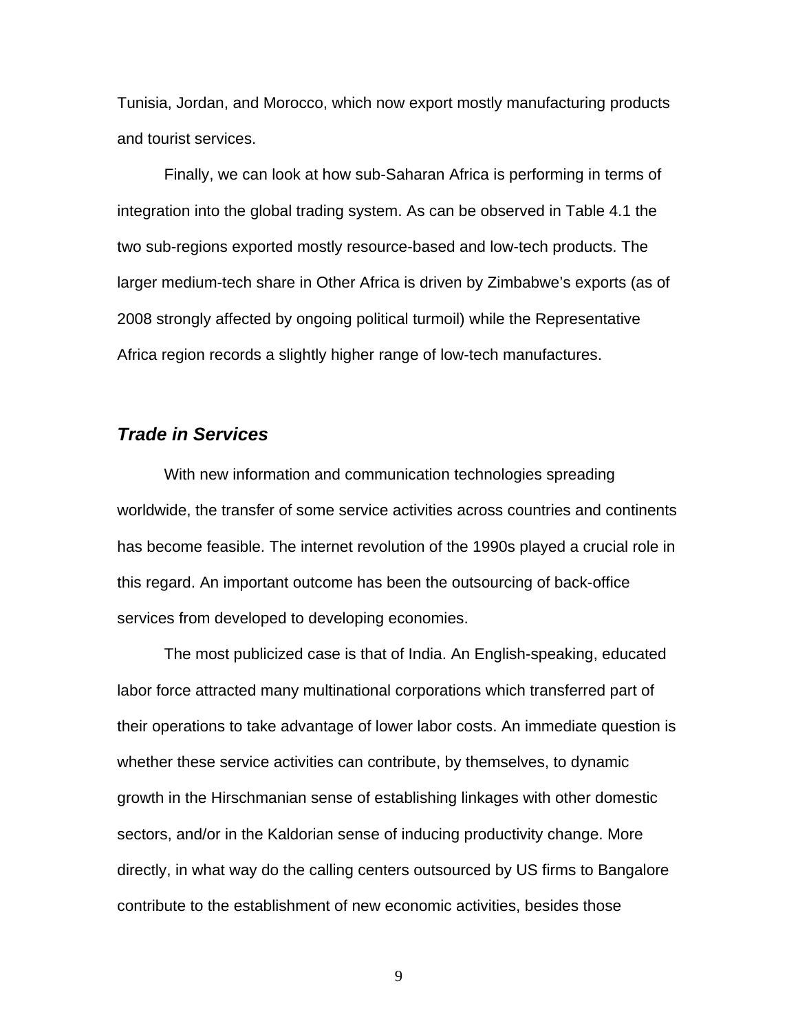Tunisia, Jordan, and Morocco, which now export mostly manufacturing products and tourist services.

Finally, we can look at how sub-Saharan Africa is performing in terms of integration into the global trading system. As can be observed in Table 4.1 the two sub-regions exported mostly resource-based and low-tech products. The larger medium-tech share in Other Africa is driven by Zimbabwe's exports (as of 2008 strongly affected by ongoing political turmoil) while the Representative Africa region records a slightly higher range of low-tech manufactures.

### *Trade in Services*

With new information and communication technologies spreading worldwide, the transfer of some service activities across countries and continents has become feasible. The internet revolution of the 1990s played a crucial role in this regard. An important outcome has been the outsourcing of back-office services from developed to developing economies.

The most publicized case is that of India. An English-speaking, educated labor force attracted many multinational corporations which transferred part of their operations to take advantage of lower labor costs. An immediate question is whether these service activities can contribute, by themselves, to dynamic growth in the Hirschmanian sense of establishing linkages with other domestic sectors, and/or in the Kaldorian sense of inducing productivity change. More directly, in what way do the calling centers outsourced by US firms to Bangalore contribute to the establishment of new economic activities, besides those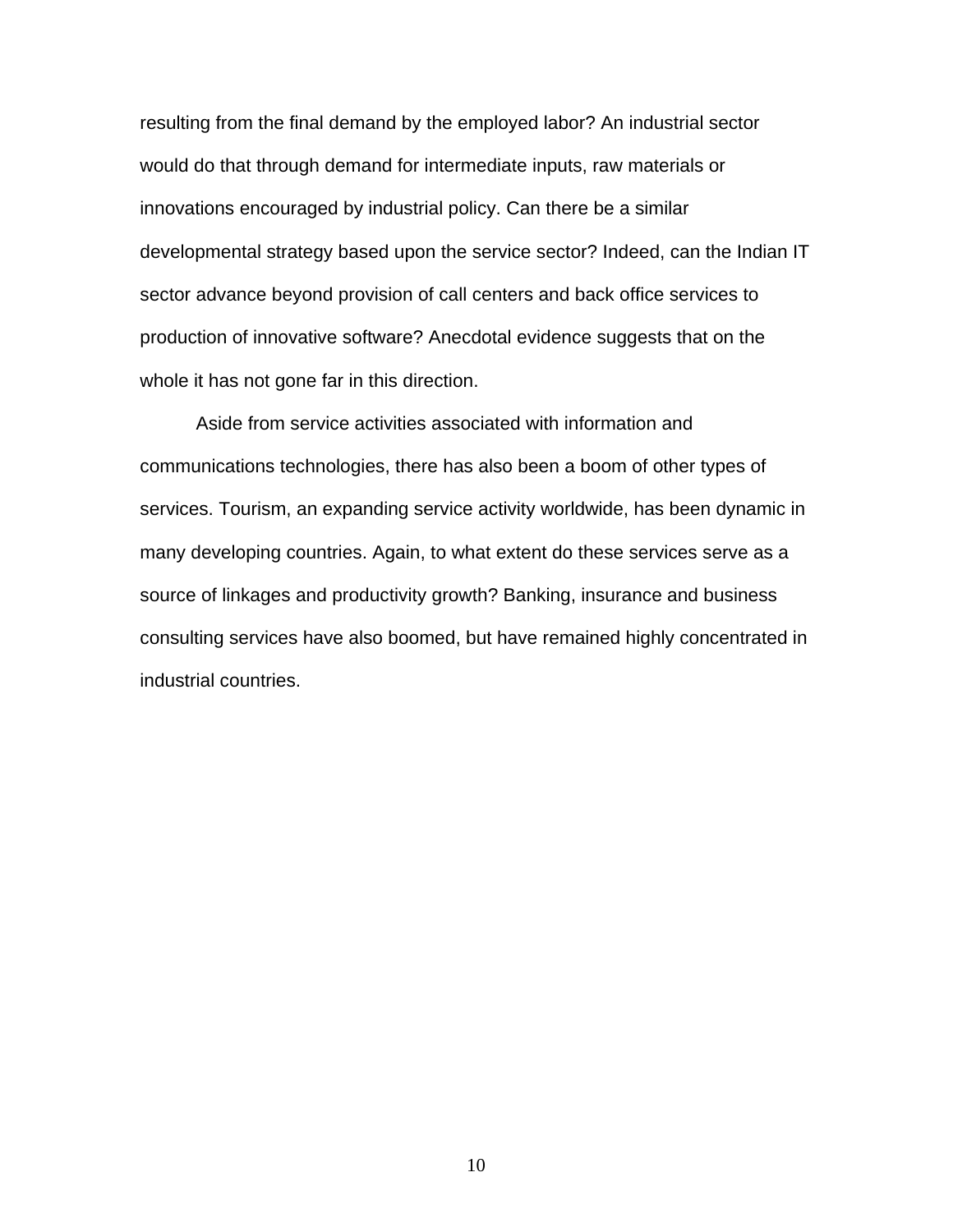resulting from the final demand by the employed labor? An industrial sector would do that through demand for intermediate inputs, raw materials or innovations encouraged by industrial policy. Can there be a similar developmental strategy based upon the service sector? Indeed, can the Indian IT sector advance beyond provision of call centers and back office services to production of innovative software? Anecdotal evidence suggests that on the whole it has not gone far in this direction.

Aside from service activities associated with information and communications technologies, there has also been a boom of other types of services. Tourism, an expanding service activity worldwide, has been dynamic in many developing countries. Again, to what extent do these services serve as a source of linkages and productivity growth? Banking, insurance and business consulting services have also boomed, but have remained highly concentrated in industrial countries.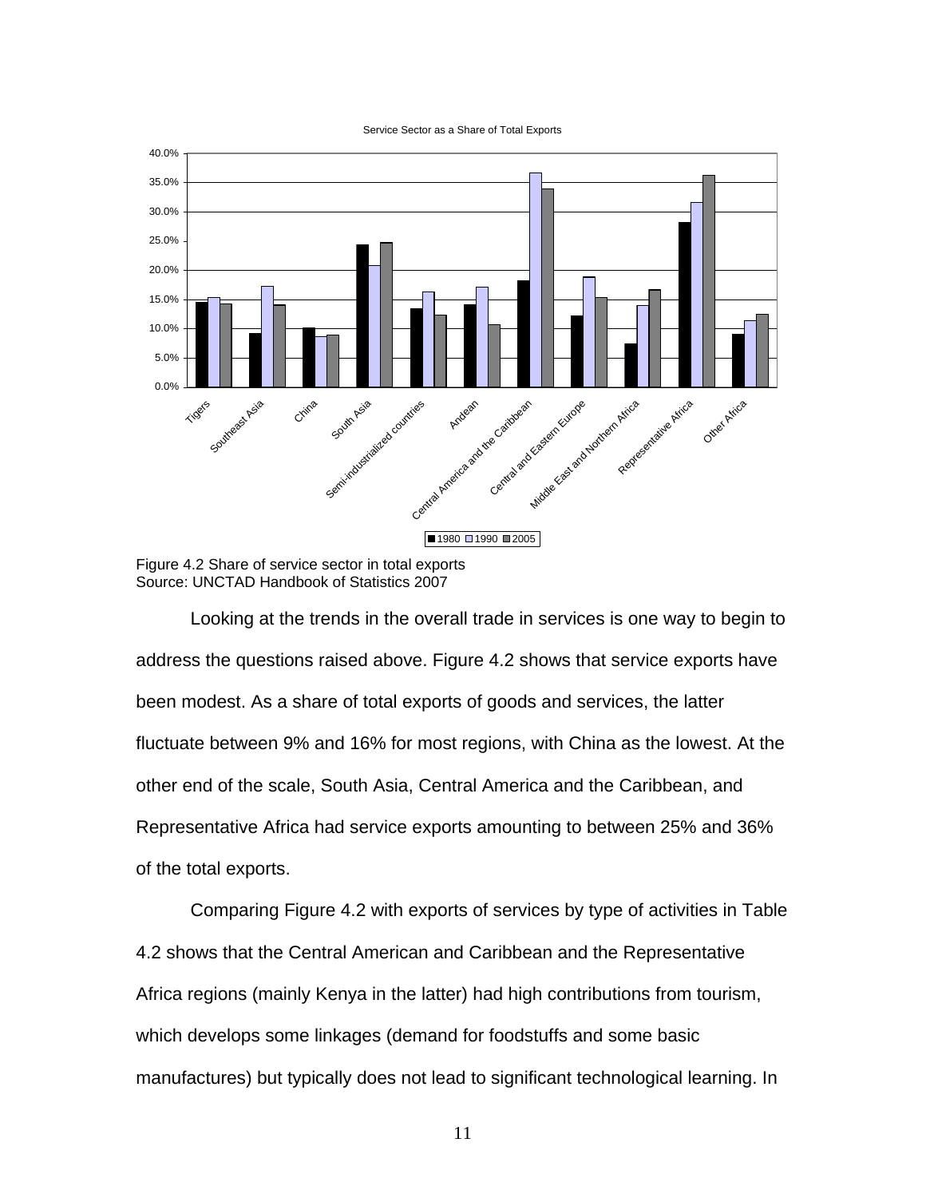Figure 4.2 Share of service sector in total exports
Source: UNCTAD Handbook of Statistics 2007

Looking at the trends in the overall trade in services is one way to begin to address the questions raised above. Figure 4.2 shows that service exports have been modest. As a share of total exports of goods and services, the latter fluctuate between 9% and 16% for most regions, with China as the lowest. At the other end of the scale, South Asia, Central America and the Caribbean, and Representative Africa had service exports amounting to between 25% and 36% of the total exports.

Comparing Figure 4.2 with exports of services by type of activities in Table 4.2 shows that the Central American and Caribbean and the Representative Africa regions (mainly Kenya in the latter) had high contributions from tourism, which develops some linkages (demand for foodstuffs and some basic manufactures) but typically does not lead to significant technological learning. In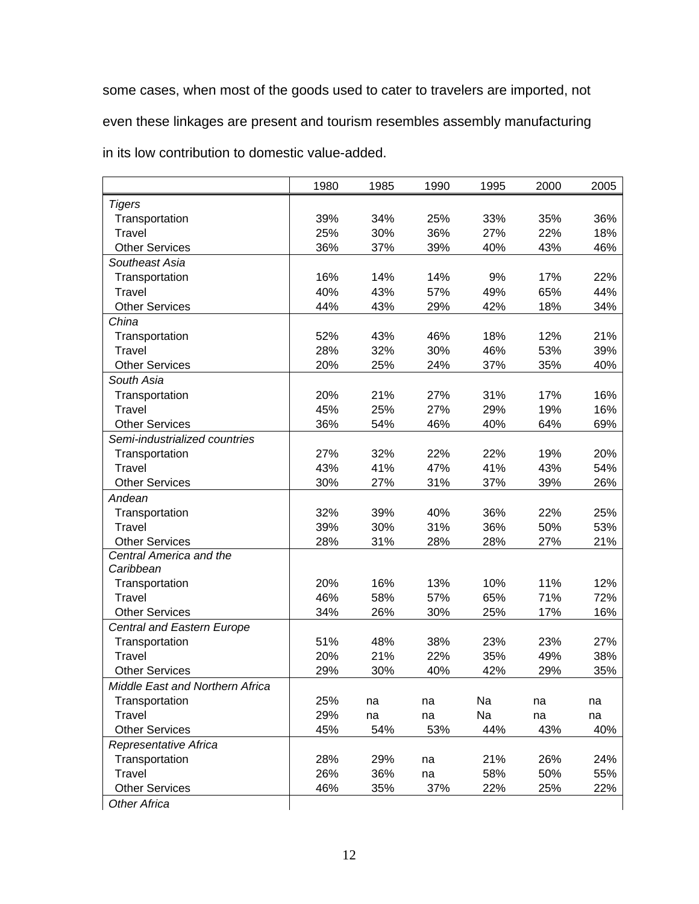some cases, when most of the goods used to cater to travelers are imported, not even these linkages are present and tourism resembles assembly manufacturing in its low contribution to domestic value-added.

| | 1980 | 1985 | 1990 | 1995 | 2000 | 2005 |
|---|---|---|---|---|---|---|
| *Tigers* | | | | | | |
| Transportation | 39% | 34% | 25% | 33% | 35% | 36% |
| Travel | 25% | 30% | 36% | 27% | 22% | 18% |
| Other Services | 36% | 37% | 39% | 40% | 43% | 46% |
| *Southeast Asia* | | | | | | |
| Transportation | 16% | 14% | 14% | 9% | 17% | 22% |
| Travel | 40% | 43% | 57% | 49% | 65% | 44% |
| Other Services | 44% | 43% | 29% | 42% | 18% | 34% |
| *China* | | | | | | |
| Transportation | 52% | 43% | 46% | 18% | 12% | 21% |
| Travel | 28% | 32% | 30% | 46% | 53% | 39% |
| Other Services | 20% | 25% | 24% | 37% | 35% | 40% |
| *South Asia* | | | | | | |
| Transportation | 20% | 21% | 27% | 31% | 17% | 16% |
| Travel | 45% | 25% | 27% | 29% | 19% | 16% |
| Other Services | 36% | 54% | 46% | 40% | 64% | 69% |
| *Semi-industrialized countries* | | | | | | |
| Transportation | 27% | 32% | 22% | 22% | 19% | 20% |
| Travel | 43% | 41% | 47% | 41% | 43% | 54% |
| Other Services | 30% | 27% | 31% | 37% | 39% | 26% |
| *Andean* | | | | | | |
| Transportation | 32% | 39% | 40% | 36% | 22% | 25% |
| Travel | 39% | 30% | 31% | 36% | 50% | 53% |
| Other Services | 28% | 31% | 28% | 28% | 27% | 21% |
| *Central America and the Caribbean* | | | | | | |
| Transportation | 20% | 16% | 13% | 10% | 11% | 12% |
| Travel | 46% | 58% | 57% | 65% | 71% | 72% |
| Other Services | 34% | 26% | 30% | 25% | 17% | 16% |
| *Central and Eastern Europe* | | | | | | |
| Transportation | 51% | 48% | 38% | 23% | 23% | 27% |
| Travel | 20% | 21% | 22% | 35% | 49% | 38% |
| Other Services | 29% | 30% | 40% | 42% | 29% | 35% |
| *Middle East and Northern Africa* | | | | | | |
| Transportation | 25% | na | na | Na | na | na |
| Travel | 29% | na | na | Na | na | na |
| Other Services | 45% | 54% | 53% | 44% | 43% | 40% |
| *Representative Africa* | | | | | | |
| Transportation | 28% | 29% | na | 21% | 26% | 24% |
| Travel | 26% | 36% | na | 58% | 50% | 55% |
| Other Services | 46% | 35% | 37% | 22% | 25% | 22% |
| *Other Africa* | | | | | | |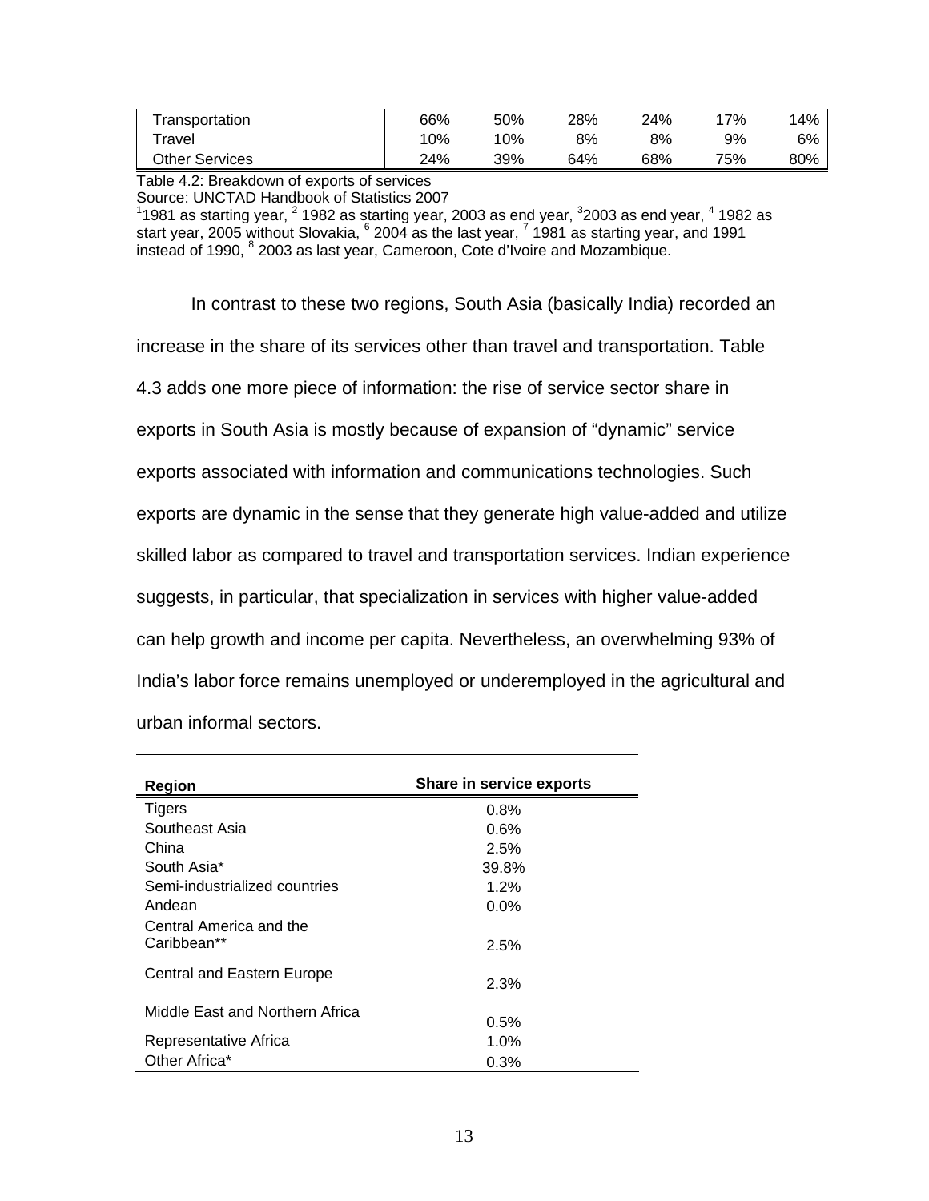| Transportation | 66% | 50% | 28% | 24% | 17% | 14% |
|---|---|---|---|---|---|---|
| Travel | 10% | 10% | 8% | 8% | 9% | 6% |
| Other Services | 24% | 39% | 64% | 68% | 75% | 80% |

Table 4.2: Breakdown of exports of services
Source: UNCTAD Handbook of Statistics 2007
[1]1981 as starting year, [2] 1982 as starting year, 2003 as end year, [3]2003 as end year, [4] 1982 as start year, 2005 without Slovakia, [6] 2004 as the last year, [7] 1981 as starting year, and 1991 instead of 1990, [8] 2003 as last year, Cameroon, Cote d'Ivoire and Mozambique.

In contrast to these two regions, South Asia (basically India) recorded an increase in the share of its services other than travel and transportation. Table 4.3 adds one more piece of information: the rise of service sector share in exports in South Asia is mostly because of expansion of "dynamic" service exports associated with information and communications technologies. Such exports are dynamic in the sense that they generate high value-added and utilize skilled labor as compared to travel and transportation services. Indian experience suggests, in particular, that specialization in services with higher value-added can help growth and income per capita. Nevertheless, an overwhelming 93% of India's labor force remains unemployed or underemployed in the agricultural and urban informal sectors.

| Region | Share in service exports |
|---|---|
| Tigers | 0.8% |
| Southeast Asia | 0.6% |
| China | 2.5% |
| South Asia* | 39.8% |
| Semi-industrialized countries | 1.2% |
| Andean | 0.0% |
| Central America and the Caribbean** | 2.5% |
| Central and Eastern Europe | 2.3% |
| Middle East and Northern Africa | 0.5% |
| Representative Africa | 1.0% |
| Other Africa* | 0.3% |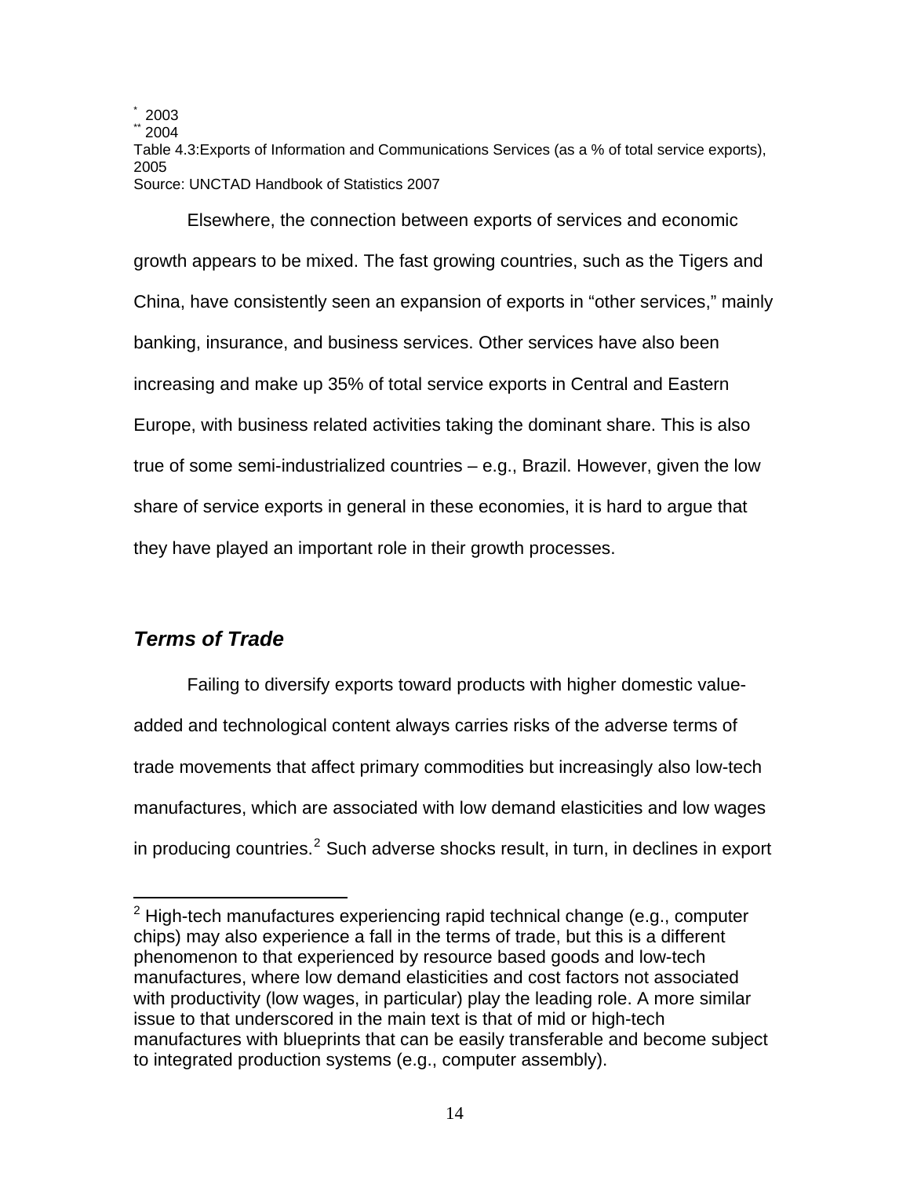* 2003
** 2004
Table 4.3:Exports of Information and Communications Services (as a % of total service exports), 2005
Source: UNCTAD Handbook of Statistics 2007

Elsewhere, the connection between exports of services and economic growth appears to be mixed. The fast growing countries, such as the Tigers and China, have consistently seen an expansion of exports in "other services," mainly banking, insurance, and business services. Other services have also been increasing and make up 35% of total service exports in Central and Eastern Europe, with business related activities taking the dominant share. This is also true of some semi-industrialized countries – e.g., Brazil. However, given the low share of service exports in general in these economies, it is hard to argue that they have played an important role in their growth processes.

### *Terms of Trade*

Failing to diversify exports toward products with higher domestic value-added and technological content always carries risks of the adverse terms of trade movements that affect primary commodities but increasingly also low-tech manufactures, which are associated with low demand elasticities and low wages in producing countries.[2] Such adverse shocks result, in turn, in declines in export

[2] High-tech manufactures experiencing rapid technical change (e.g., computer chips) may also experience a fall in the terms of trade, but this is a different phenomenon to that experienced by resource based goods and low-tech manufactures, where low demand elasticities and cost factors not associated with productivity (low wages, in particular) play the leading role. A more similar issue to that underscored in the main text is that of mid or high-tech manufactures with blueprints that can be easily transferable and become subject to integrated production systems (e.g., computer assembly).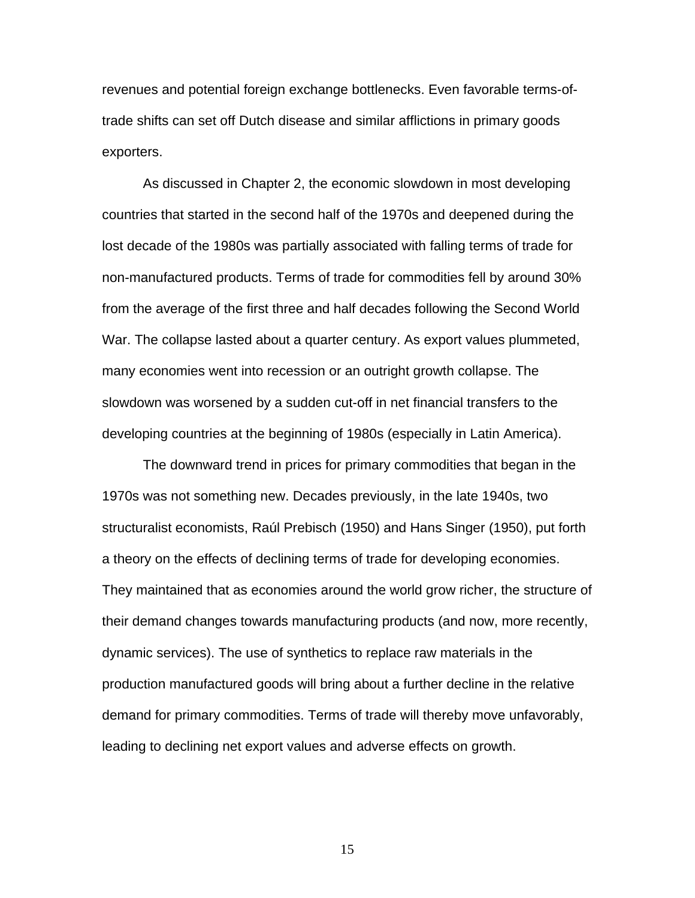revenues and potential foreign exchange bottlenecks. Even favorable terms-of-trade shifts can set off Dutch disease and similar afflictions in primary goods exporters.

As discussed in Chapter 2, the economic slowdown in most developing countries that started in the second half of the 1970s and deepened during the lost decade of the 1980s was partially associated with falling terms of trade for non-manufactured products. Terms of trade for commodities fell by around 30% from the average of the first three and half decades following the Second World War. The collapse lasted about a quarter century. As export values plummeted, many economies went into recession or an outright growth collapse. The slowdown was worsened by a sudden cut-off in net financial transfers to the developing countries at the beginning of 1980s (especially in Latin America).

The downward trend in prices for primary commodities that began in the 1970s was not something new. Decades previously, in the late 1940s, two structuralist economists, Raúl Prebisch (1950) and Hans Singer (1950), put forth a theory on the effects of declining terms of trade for developing economies. They maintained that as economies around the world grow richer, the structure of their demand changes towards manufacturing products (and now, more recently, dynamic services). The use of synthetics to replace raw materials in the production manufactured goods will bring about a further decline in the relative demand for primary commodities. Terms of trade will thereby move unfavorably, leading to declining net export values and adverse effects on growth.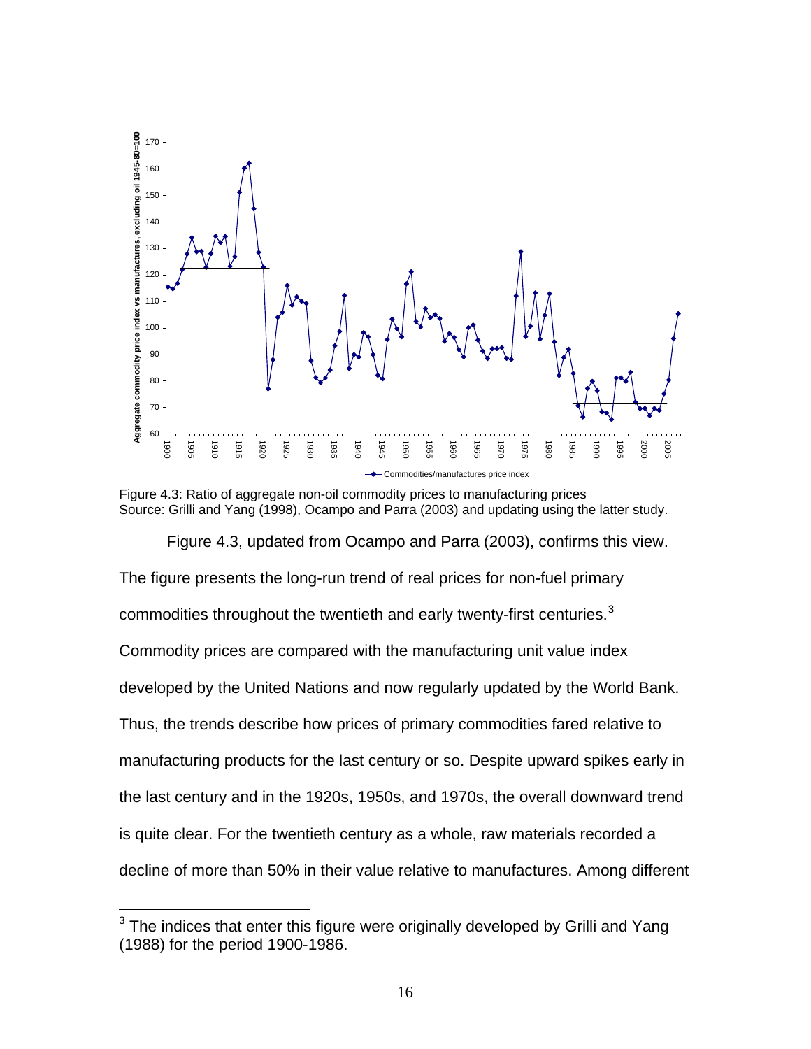Figure 4.3: Ratio of aggregate non-oil commodity prices to manufacturing prices
Source: Grilli and Yang (1998), Ocampo and Parra (2003) and updating using the latter study.

Figure 4.3, updated from Ocampo and Parra (2003), confirms this view. The figure presents the long-run trend of real prices for non-fuel primary commodities throughout the twentieth and early twenty-first centuries.[3] Commodity prices are compared with the manufacturing unit value index developed by the United Nations and now regularly updated by the World Bank. Thus, the trends describe how prices of primary commodities fared relative to manufacturing products for the last century or so. Despite upward spikes early in the last century and in the 1920s, 1950s, and 1970s, the overall downward trend is quite clear. For the twentieth century as a whole, raw materials recorded a decline of more than 50% in their value relative to manufactures. Among different

[3] The indices that enter this figure were originally developed by Grilli and Yang (1988) for the period 1900-1986.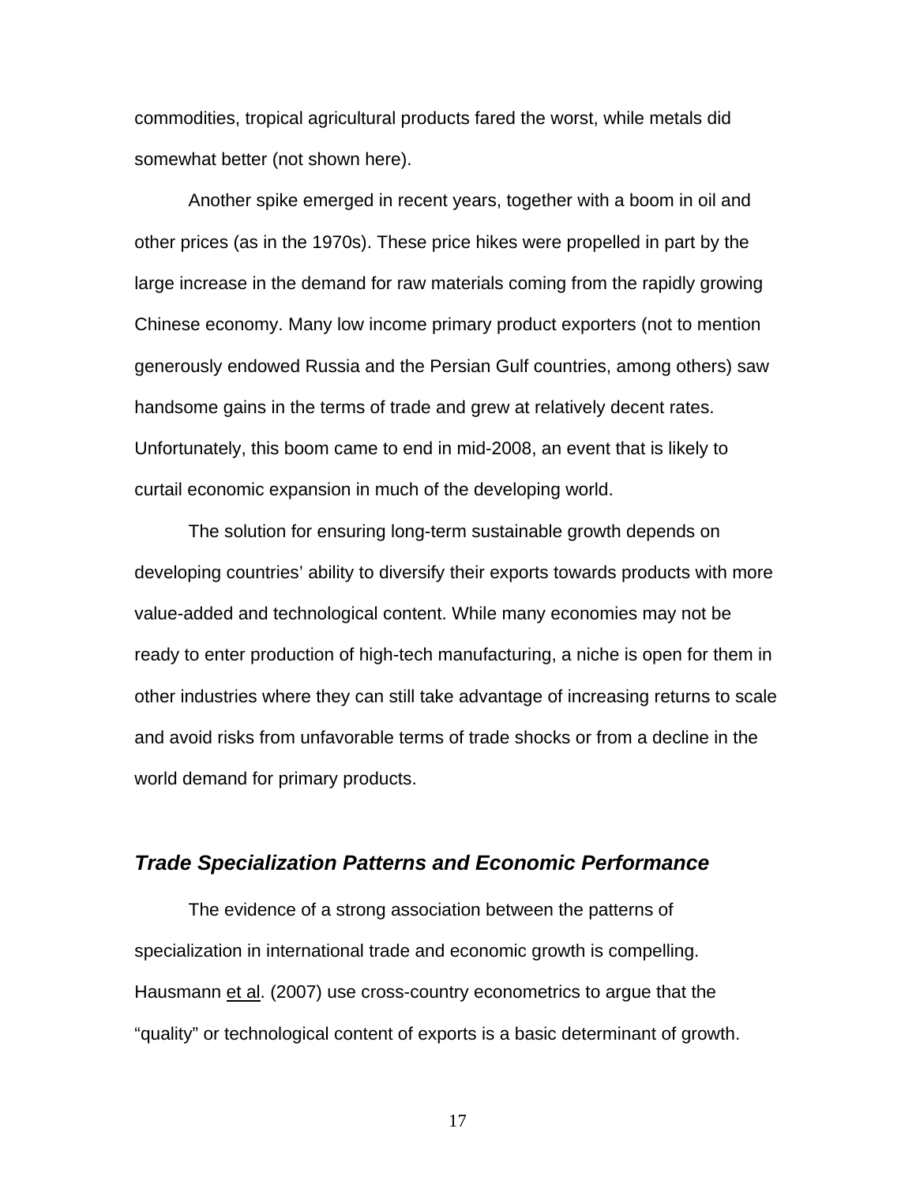commodities, tropical agricultural products fared the worst, while metals did somewhat better (not shown here).

Another spike emerged in recent years, together with a boom in oil and other prices (as in the 1970s). These price hikes were propelled in part by the large increase in the demand for raw materials coming from the rapidly growing Chinese economy. Many low income primary product exporters (not to mention generously endowed Russia and the Persian Gulf countries, among others) saw handsome gains in the terms of trade and grew at relatively decent rates. Unfortunately, this boom came to end in mid-2008, an event that is likely to curtail economic expansion in much of the developing world.

The solution for ensuring long-term sustainable growth depends on developing countries' ability to diversify their exports towards products with more value-added and technological content. While many economies may not be ready to enter production of high-tech manufacturing, a niche is open for them in other industries where they can still take advantage of increasing returns to scale and avoid risks from unfavorable terms of trade shocks or from a decline in the world demand for primary products.

### *Trade Specialization Patterns and Economic Performance*

The evidence of a strong association between the patterns of specialization in international trade and economic growth is compelling. Hausmann et al. (2007) use cross-country econometrics to argue that the "quality" or technological content of exports is a basic determinant of growth.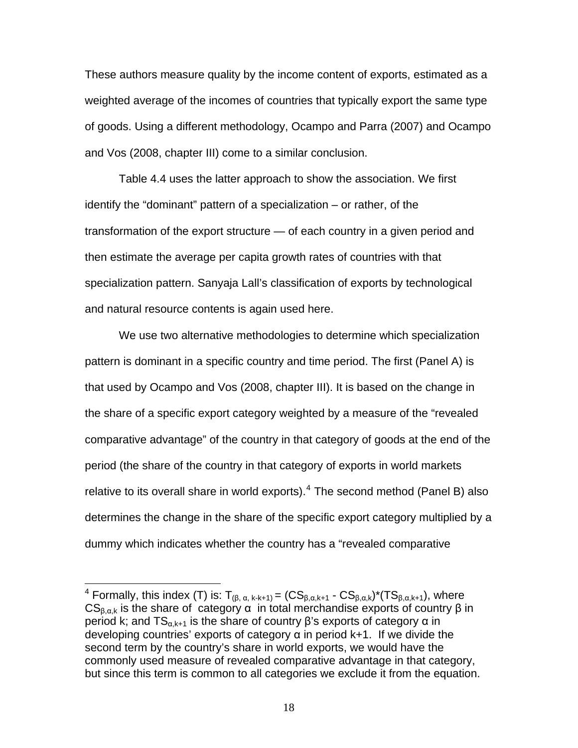These authors measure quality by the income content of exports, estimated as a weighted average of the incomes of countries that typically export the same type of goods. Using a different methodology, Ocampo and Parra (2007) and Ocampo and Vos (2008, chapter III) come to a similar conclusion.

Table 4.4 uses the latter approach to show the association. We first identify the "dominant" pattern of a specialization – or rather, of the transformation of the export structure — of each country in a given period and then estimate the average per capita growth rates of countries with that specialization pattern. Sanyaja Lall's classification of exports by technological and natural resource contents is again used here.

We use two alternative methodologies to determine which specialization pattern is dominant in a specific country and time period. The first (Panel A) is that used by Ocampo and Vos (2008, chapter III). It is based on the change in the share of a specific export category weighted by a measure of the "revealed comparative advantage" of the country in that category of goods at the end of the period (the share of the country in that category of exports in world markets relative to its overall share in world exports).[4] The second method (Panel B) also determines the change in the share of the specific export category multiplied by a dummy which indicates whether the country has a "revealed comparative

---

[4] Formally, this index (T) is: $T_{(\beta, \alpha, k\text{-}k+1)} = (CS_{\beta,\alpha,k+1} - CS_{\beta,\alpha,k})*(TS_{\beta,\alpha,k+1})$, where $CS_{\beta,\alpha,k}$ is the share of category $\alpha$ in total merchandise exports of country $\beta$ in period k; and $TS_{\alpha,k+1}$ is the share of country $\beta$'s exports of category $\alpha$ in developing countries' exports of category $\alpha$ in period k+1. If we divide the second term by the country's share in world exports, we would have the commonly used measure of revealed comparative advantage in that category, but since this term is common to all categories we exclude it from the equation.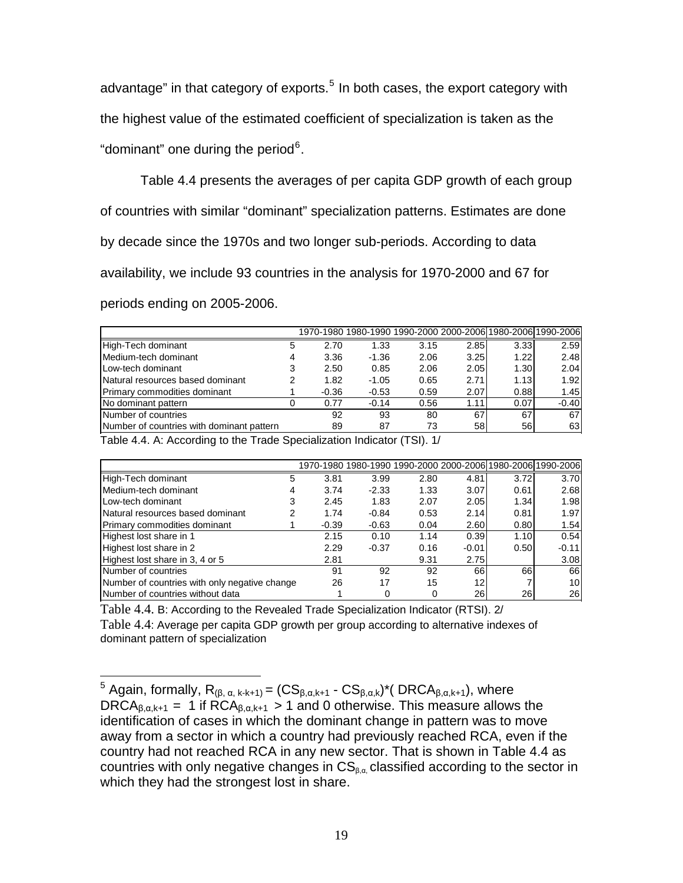advantage" in that category of exports.[5] In both cases, the export category with the highest value of the estimated coefficient of specialization is taken as the "dominant" one during the period[6].

Table 4.4 presents the averages of per capita GDP growth of each group of countries with similar "dominant" specialization patterns. Estimates are done by decade since the 1970s and two longer sub-periods. According to data availability, we include 93 countries in the analysis for 1970-2000 and 67 for periods ending on 2005-2006.

| | | 1970-1980 | 1980-1990 | 1990-2000 | 2000-2006 | 1980-2006 | 1990-2006 |
|---|---|---|---|---|---|---|---|
| High-Tech dominant | 5 | 2.70 | 1.33 | 3.15 | 2.85 | 3.33 | 2.59 |
| Medium-tech dominant | 4 | 3.36 | -1.36 | 2.06 | 3.25 | 1.22 | 2.48 |
| Low-tech dominant | 3 | 2.50 | 0.85 | 2.06 | 2.05 | 1.30 | 2.04 |
| Natural resources based dominant | 2 | 1.82 | -1.05 | 0.65 | 2.71 | 1.13 | 1.92 |
| Primary commodities dominant | 1 | -0.36 | -0.53 | 0.59 | 2.07 | 0.88 | 1.45 |
| No dominant pattern | 0 | 0.77 | -0.14 | 0.56 | 1.11 | 0.07 | -0.40 |
| Number of countries | | 92 | 93 | 80 | 67 | 67 | 67 |
| Number of countries with dominant pattern | | 89 | 87 | 73 | 58 | 56 | 63 |

Table 4.4. A: According to the Trade Specialization Indicator (TSI). 1/

| | | 1970-1980 | 1980-1990 | 1990-2000 | 2000-2006 | 1980-2006 | 1990-2006 |
|---|---|---|---|---|---|---|---|
| High-Tech dominant | 5 | 3.81 | 3.99 | 2.80 | 4.81 | 3.72 | 3.70 |
| Medium-tech dominant | 4 | 3.74 | -2.33 | 1.33 | 3.07 | 0.61 | 2.68 |
| Low-tech dominant | 3 | 2.45 | 1.83 | 2.07 | 2.05 | 1.34 | 1.98 |
| Natural resources based dominant | 2 | 1.74 | -0.84 | 0.53 | 2.14 | 0.81 | 1.97 |
| Primary commodities dominant | 1 | -0.39 | -0.63 | 0.04 | 2.60 | 0.80 | 1.54 |
| Highest lost share in 1 | | 2.15 | 0.10 | 1.14 | 0.39 | 1.10 | 0.54 |
| Highest lost share in 2 | | 2.29 | -0.37 | 0.16 | -0.01 | 0.50 | -0.11 |
| Highest lost share in 3, 4 or 5 | | 2.81 | | 9.31 | 2.75 | | 3.08 |
| Number of countries | | 91 | 92 | 92 | 66 | 66 | 66 |
| Number of countries with only negative change | | 26 | 17 | 15 | 12 | 7 | 10 |
| Number of countries without data | | 1 | 0 | 0 | 26 | 26 | 26 |

Table 4.4. B: According to the Revealed Trade Specialization Indicator (RTSI). 2/

Table 4.4: Average per capita GDP growth per group according to alternative indexes of dominant pattern of specialization

---

[5] Again, formally, $R_{(\beta,\alpha,k\text{-}k+1)} = (CS_{\beta,\alpha,k+1} - CS_{\beta,\alpha,k})*(DRCA_{\beta,\alpha,k+1})$, where $DRCA_{\beta,\alpha,k+1} = 1$ if $RCA_{\beta,\alpha,k+1} > 1$ and 0 otherwise. This measure allows the identification of cases in which the dominant change in pattern was to move away from a sector in which a country had previously reached RCA, even if the country had not reached RCA in any new sector. That is shown in Table 4.4 as countries with only negative changes in $CS_{\beta,\alpha,}$ classified according to the sector in which they had the strongest lost in share.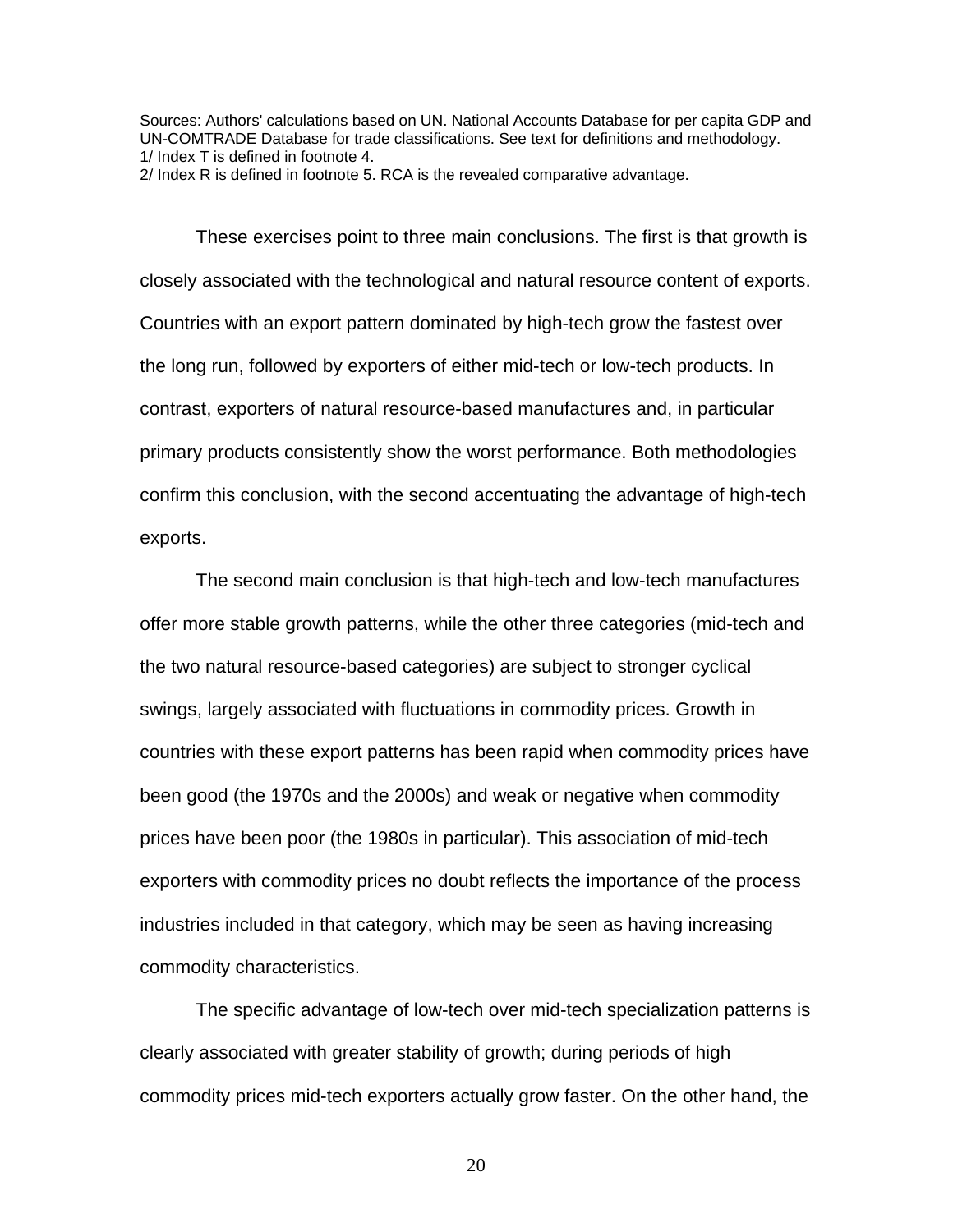Sources: Authors' calculations based on UN. National Accounts Database for per capita GDP and UN-COMTRADE Database for trade classifications. See text for definitions and methodology.
1/ Index T is defined in footnote 4.
2/ Index R is defined in footnote 5. RCA is the revealed comparative advantage.

These exercises point to three main conclusions. The first is that growth is closely associated with the technological and natural resource content of exports. Countries with an export pattern dominated by high-tech grow the fastest over the long run, followed by exporters of either mid-tech or low-tech products. In contrast, exporters of natural resource-based manufactures and, in particular primary products consistently show the worst performance. Both methodologies confirm this conclusion, with the second accentuating the advantage of high-tech exports.

The second main conclusion is that high-tech and low-tech manufactures offer more stable growth patterns, while the other three categories (mid-tech and the two natural resource-based categories) are subject to stronger cyclical swings, largely associated with fluctuations in commodity prices. Growth in countries with these export patterns has been rapid when commodity prices have been good (the 1970s and the 2000s) and weak or negative when commodity prices have been poor (the 1980s in particular). This association of mid-tech exporters with commodity prices no doubt reflects the importance of the process industries included in that category, which may be seen as having increasing commodity characteristics.

The specific advantage of low-tech over mid-tech specialization patterns is clearly associated with greater stability of growth; during periods of high commodity prices mid-tech exporters actually grow faster. On the other hand, the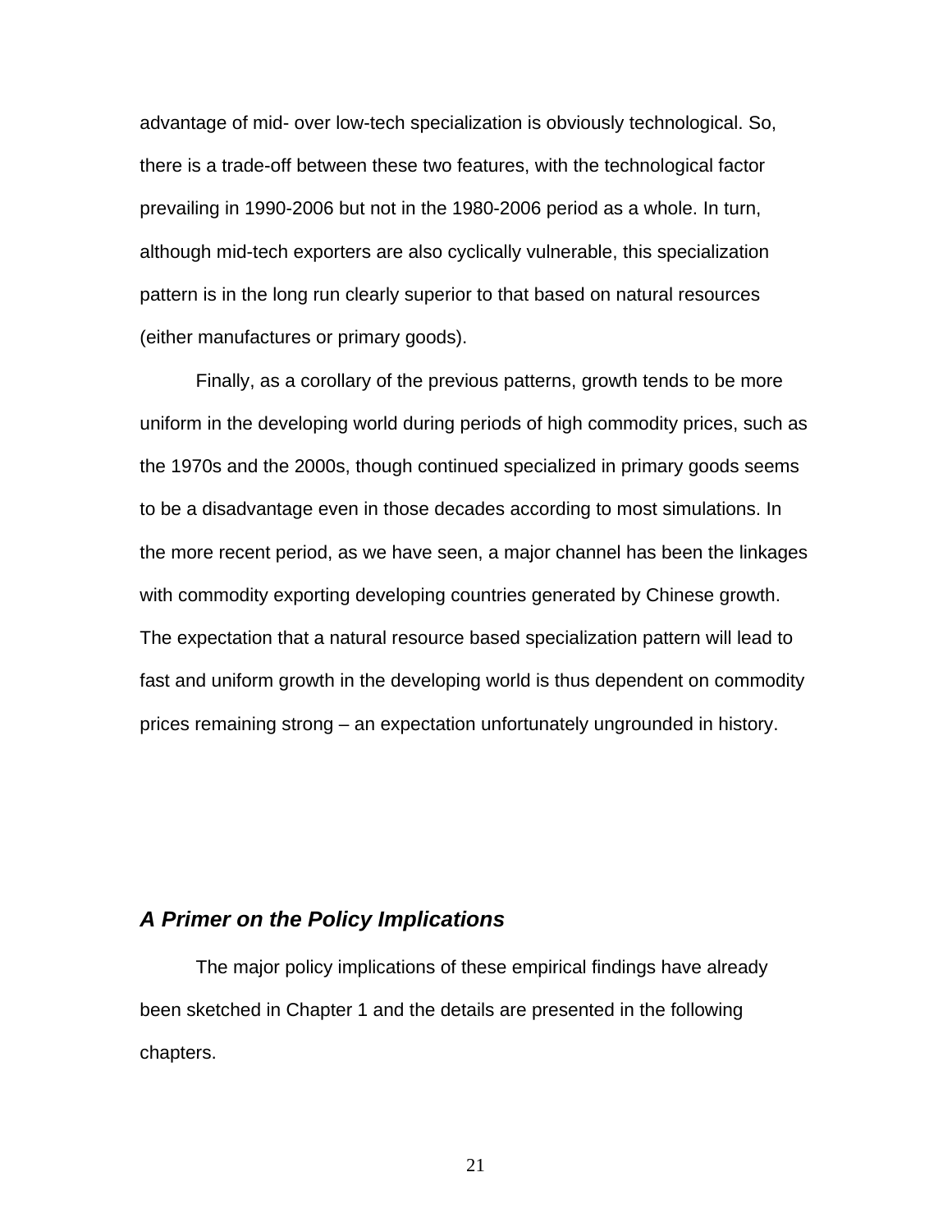advantage of mid- over low-tech specialization is obviously technological. So, there is a trade-off between these two features, with the technological factor prevailing in 1990-2006 but not in the 1980-2006 period as a whole. In turn, although mid-tech exporters are also cyclically vulnerable, this specialization pattern is in the long run clearly superior to that based on natural resources (either manufactures or primary goods).

Finally, as a corollary of the previous patterns, growth tends to be more uniform in the developing world during periods of high commodity prices, such as the 1970s and the 2000s, though continued specialized in primary goods seems to be a disadvantage even in those decades according to most simulations. In the more recent period, as we have seen, a major channel has been the linkages with commodity exporting developing countries generated by Chinese growth. The expectation that a natural resource based specialization pattern will lead to fast and uniform growth in the developing world is thus dependent on commodity prices remaining strong – an expectation unfortunately ungrounded in history.

## *A Primer on the Policy Implications*

The major policy implications of these empirical findings have already been sketched in Chapter 1 and the details are presented in the following chapters.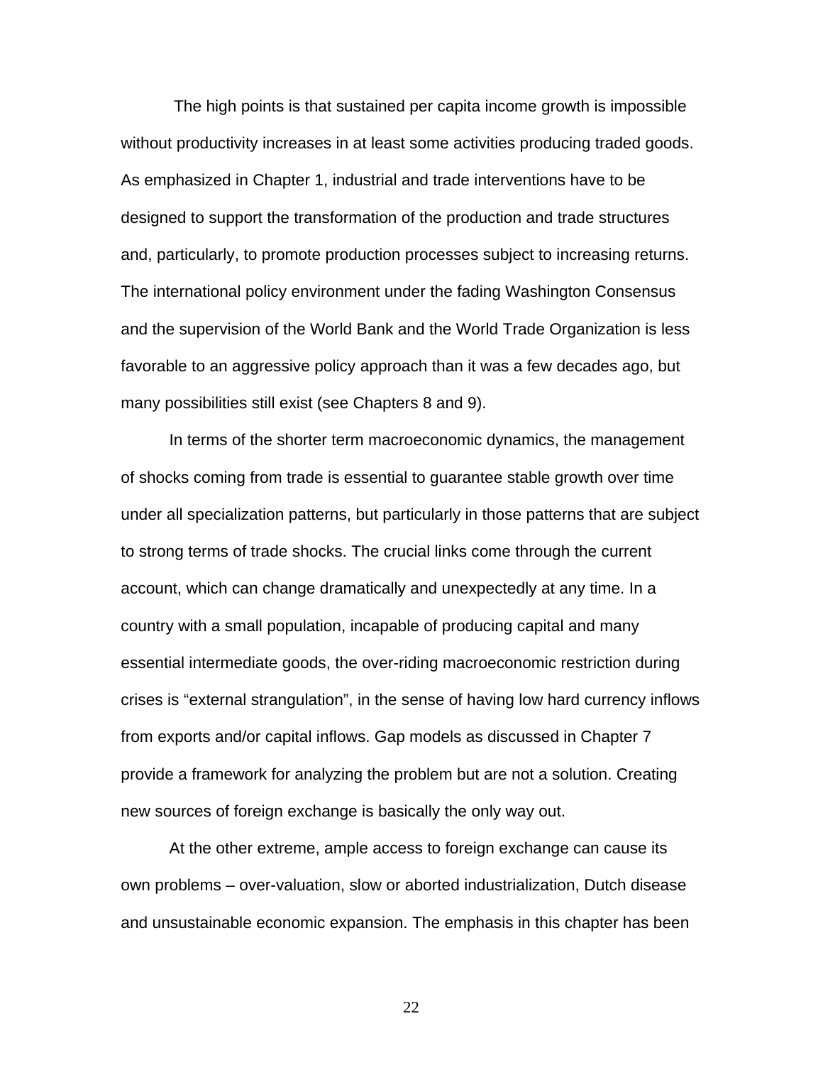The high points is that sustained per capita income growth is impossible without productivity increases in at least some activities producing traded goods. As emphasized in Chapter 1, industrial and trade interventions have to be designed to support the transformation of the production and trade structures and, particularly, to promote production processes subject to increasing returns. The international policy environment under the fading Washington Consensus and the supervision of the World Bank and the World Trade Organization is less favorable to an aggressive policy approach than it was a few decades ago, but many possibilities still exist (see Chapters 8 and 9).

In terms of the shorter term macroeconomic dynamics, the management of shocks coming from trade is essential to guarantee stable growth over time under all specialization patterns, but particularly in those patterns that are subject to strong terms of trade shocks. The crucial links come through the current account, which can change dramatically and unexpectedly at any time. In a country with a small population, incapable of producing capital and many essential intermediate goods, the over-riding macroeconomic restriction during crises is "external strangulation", in the sense of having low hard currency inflows from exports and/or capital inflows. Gap models as discussed in Chapter 7 provide a framework for analyzing the problem but are not a solution. Creating new sources of foreign exchange is basically the only way out.

At the other extreme, ample access to foreign exchange can cause its own problems – over-valuation, slow or aborted industrialization, Dutch disease and unsustainable economic expansion. The emphasis in this chapter has been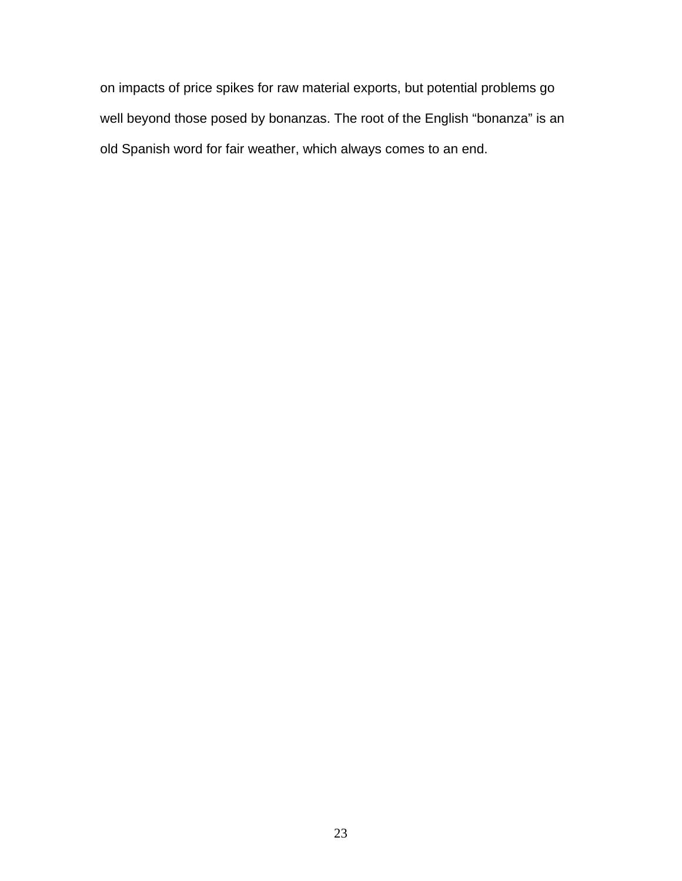on impacts of price spikes for raw material exports, but potential problems go well beyond those posed by bonanzas. The root of the English “bonanza” is an old Spanish word for fair weather, which always comes to an end.